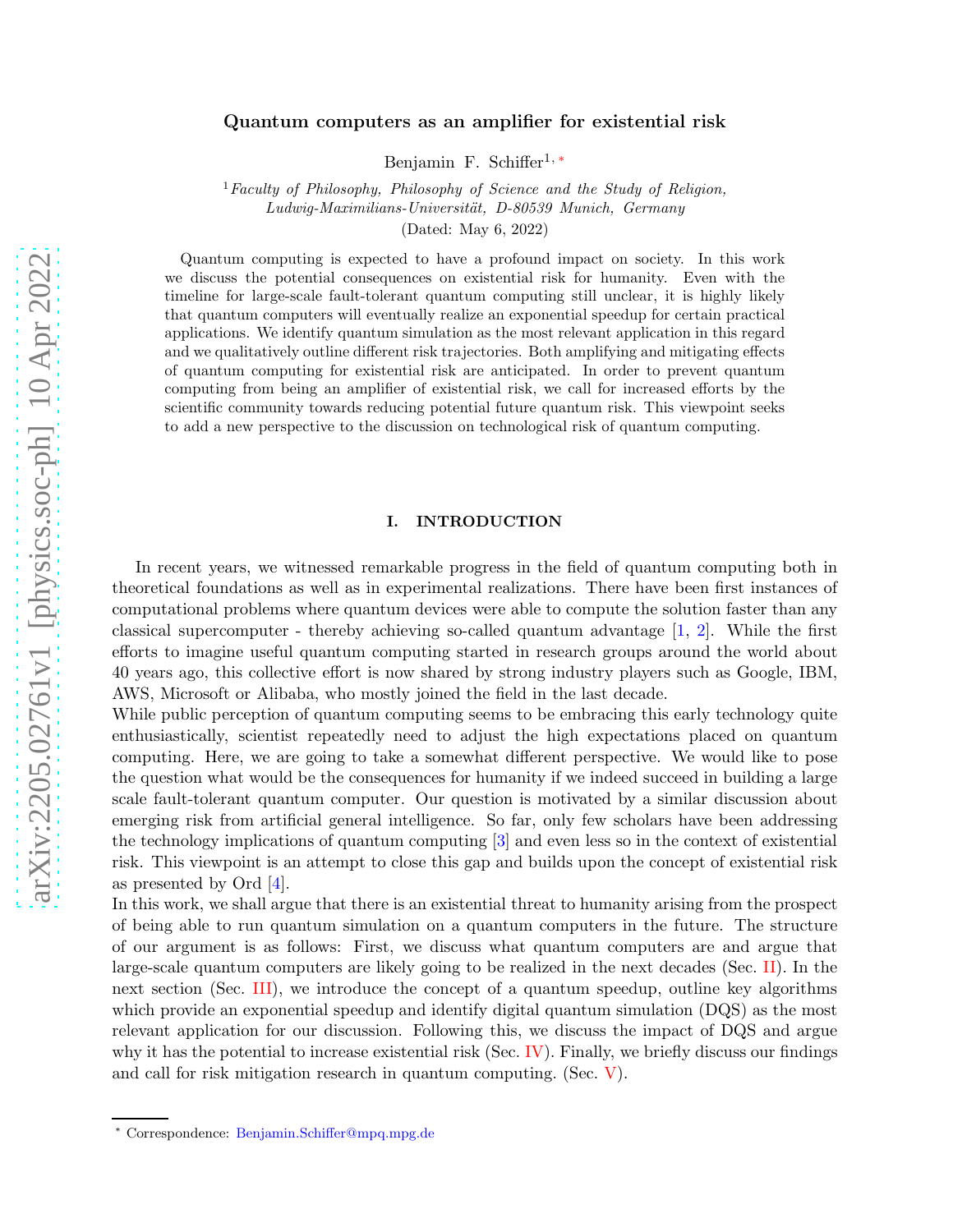# Quantum computers as an amplifier for existential risk

Benjamin F. Schiffer[1,*]

[1] *Faculty of Philosophy, Philosophy of Science and the Study of Religion, Ludwig-Maximilians-Universität, D-80539 Munich, Germany*

(Dated: May 6, 2022)

Quantum computing is expected to have a profound impact on society. In this work we discuss the potential consequences on existential risk for humanity. Even with the timeline for large-scale fault-tolerant quantum computing still unclear, it is highly likely that quantum computers will eventually realize an exponential speedup for certain practical applications. We identify quantum simulation as the most relevant application in this regard and we qualitatively outline different risk trajectories. Both amplifying and mitigating effects of quantum computing for existential risk are anticipated. In order to prevent quantum computing from being an amplifier of existential risk, we call for increased efforts by the scientific community towards reducing potential future quantum risk. This viewpoint seeks to add a new perspective to the discussion on technological risk of quantum computing.

## I. INTRODUCTION

In recent years, we witnessed remarkable progress in the field of quantum computing both in theoretical foundations as well as in experimental realizations. There have been first instances of computational problems where quantum devices were able to compute the solution faster than any classical supercomputer - thereby achieving so-called quantum advantage [1, 2]. While the first efforts to imagine useful quantum computing started in research groups around the world about 40 years ago, this collective effort is now shared by strong industry players such as Google, IBM, AWS, Microsoft or Alibaba, who mostly joined the field in the last decade.

While public perception of quantum computing seems to be embracing this early technology quite enthusiastically, scientist repeatedly need to adjust the high expectations placed on quantum computing. Here, we are going to take a somewhat different perspective. We would like to pose the question what would be the consequences for humanity if we indeed succeed in building a large scale fault-tolerant quantum computer. Our question is motivated by a similar discussion about emerging risk from artificial general intelligence. So far, only few scholars have been addressing the technology implications of quantum computing [3] and even less so in the context of existential risk. This viewpoint is an attempt to close this gap and builds upon the concept of existential risk as presented by Ord [4].

In this work, we shall argue that there is an existential threat to humanity arising from the prospect of being able to run quantum simulation on a quantum computers in the future. The structure of our argument is as follows: First, we discuss what quantum computers are and argue that large-scale quantum computers are likely going to be realized in the next decades (Sec. II). In the next section (Sec. III), we introduce the concept of a quantum speedup, outline key algorithms which provide an exponential speedup and identify digital quantum simulation (DQS) as the most relevant application for our discussion. Following this, we discuss the impact of DQS and argue why it has the potential to increase existential risk (Sec. IV). Finally, we briefly discuss our findings and call for risk mitigation research in quantum computing. (Sec. V).

* Correspondence: Benjamin.Schiffer@mpq.mpg.de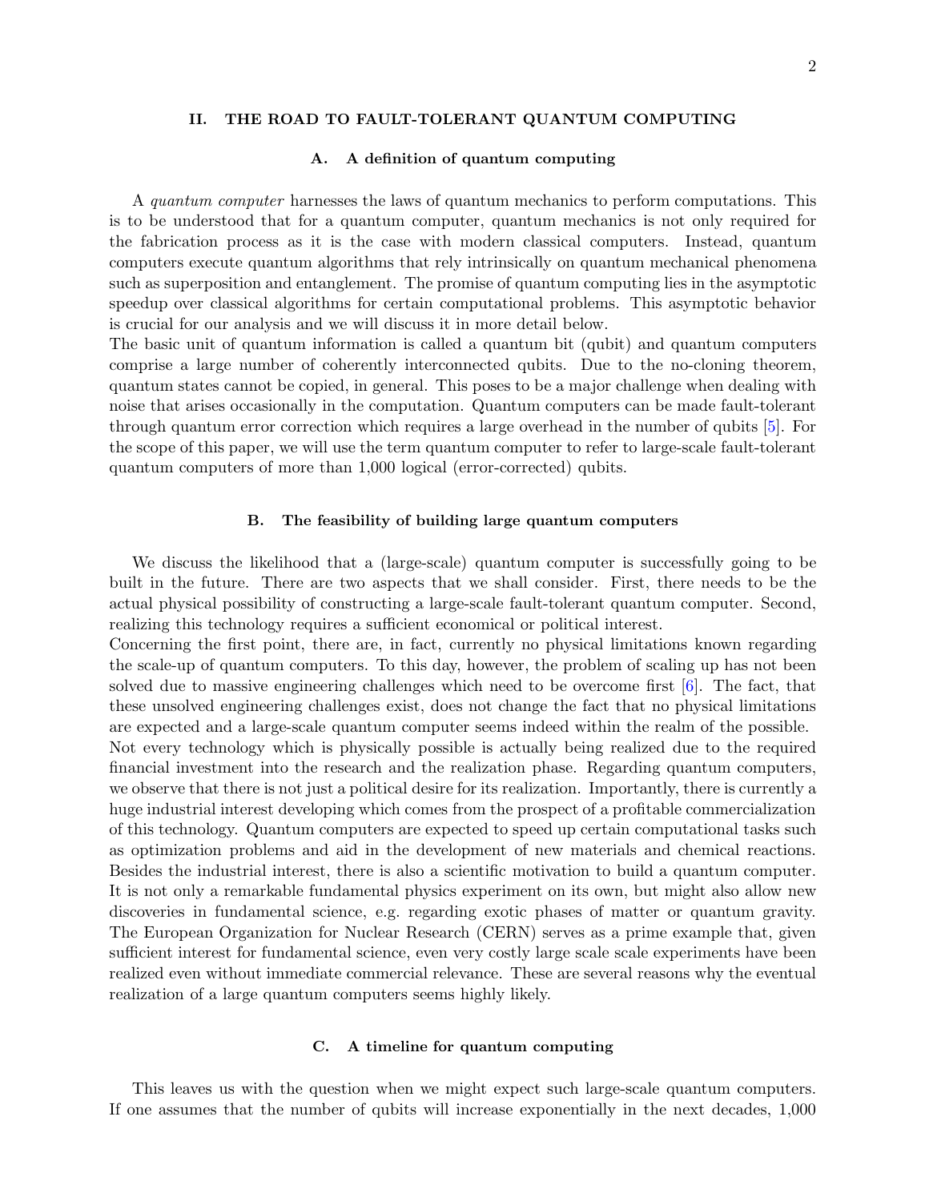## II. THE ROAD TO FAULT-TOLERANT QUANTUM COMPUTING

### A. A definition of quantum computing

A *quantum computer* harnesses the laws of quantum mechanics to perform computations. This is to be understood that for a quantum computer, quantum mechanics is not only required for the fabrication process as it is the case with modern classical computers. Instead, quantum computers execute quantum algorithms that rely intrinsically on quantum mechanical phenomena such as superposition and entanglement. The promise of quantum computing lies in the asymptotic speedup over classical algorithms for certain computational problems. This asymptotic behavior is crucial for our analysis and we will discuss it in more detail below.

The basic unit of quantum information is called a quantum bit (qubit) and quantum computers comprise a large number of coherently interconnected qubits. Due to the no-cloning theorem, quantum states cannot be copied, in general. This poses to be a major challenge when dealing with noise that arises occasionally in the computation. Quantum computers can be made fault-tolerant through quantum error correction which requires a large overhead in the number of qubits [5]. For the scope of this paper, we will use the term quantum computer to refer to large-scale fault-tolerant quantum computers of more than 1,000 logical (error-corrected) qubits.

### B. The feasibility of building large quantum computers

We discuss the likelihood that a (large-scale) quantum computer is successfully going to be built in the future. There are two aspects that we shall consider. First, there needs to be the actual physical possibility of constructing a large-scale fault-tolerant quantum computer. Second, realizing this technology requires a sufficient economical or political interest.

Concerning the first point, there are, in fact, currently no physical limitations known regarding the scale-up of quantum computers. To this day, however, the problem of scaling up has not been solved due to massive engineering challenges which need to be overcome first [6]. The fact, that these unsolved engineering challenges exist, does not change the fact that no physical limitations are expected and a large-scale quantum computer seems indeed within the realm of the possible.

Not every technology which is physically possible is actually being realized due to the required financial investment into the research and the realization phase. Regarding quantum computers, we observe that there is not just a political desire for its realization. Importantly, there is currently a huge industrial interest developing which comes from the prospect of a profitable commercialization of this technology. Quantum computers are expected to speed up certain computational tasks such as optimization problems and aid in the development of new materials and chemical reactions. Besides the industrial interest, there is also a scientific motivation to build a quantum computer. It is not only a remarkable fundamental physics experiment on its own, but might also allow new discoveries in fundamental science, e.g. regarding exotic phases of matter or quantum gravity. The European Organization for Nuclear Research (CERN) serves as a prime example that, given sufficient interest for fundamental science, even very costly large scale scale experiments have been realized even without immediate commercial relevance. These are several reasons why the eventual realization of a large quantum computers seems highly likely.

### C. A timeline for quantum computing

This leaves us with the question when we might expect such large-scale quantum computers. If one assumes that the number of qubits will increase exponentially in the next decades, 1,000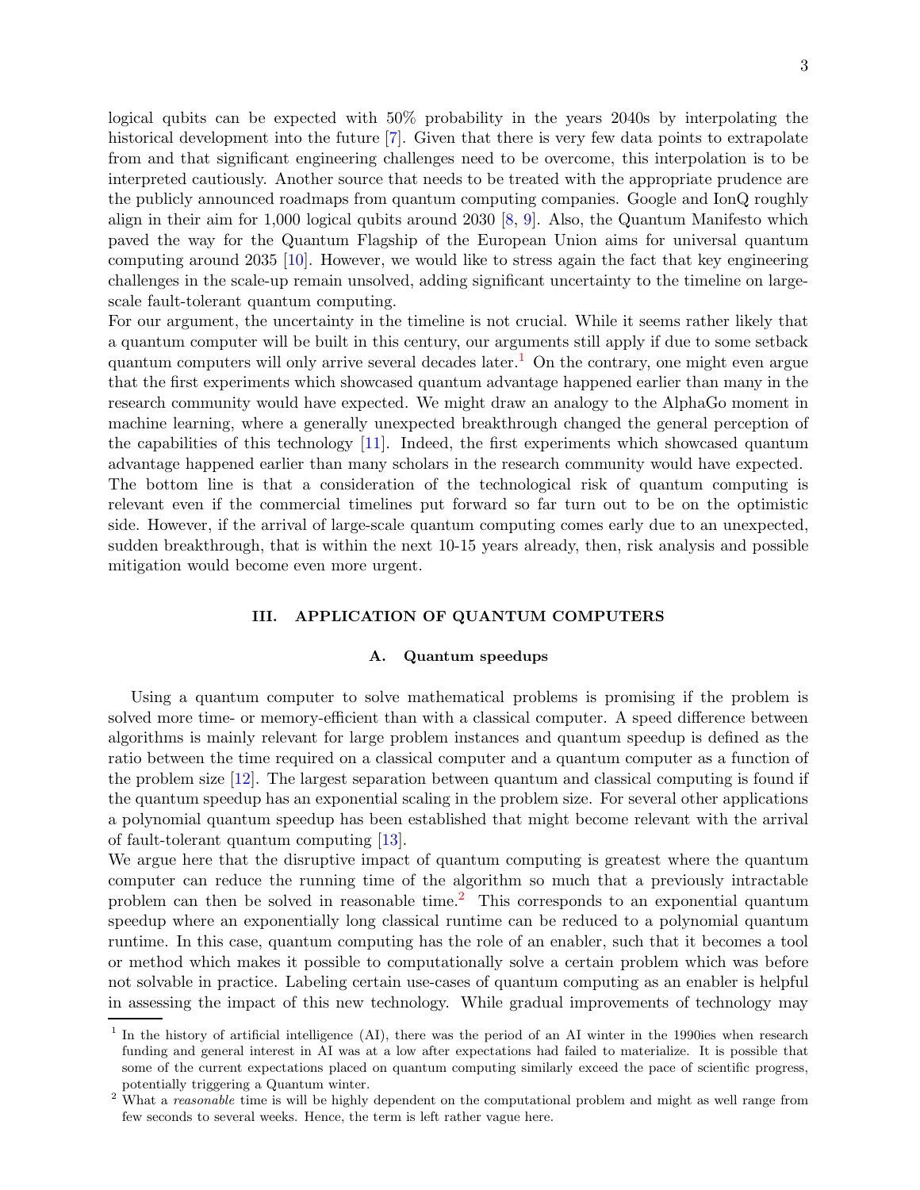logical qubits can be expected with 50% probability in the years 2040s by interpolating the historical development into the future [7]. Given that there is very few data points to extrapolate from and that significant engineering challenges need to be overcome, this interpolation is to be interpreted cautiously. Another source that needs to be treated with the appropriate prudence are the publicly announced roadmaps from quantum computing companies. Google and IonQ roughly align in their aim for 1,000 logical qubits around 2030 [8, 9]. Also, the Quantum Manifesto which paved the way for the Quantum Flagship of the European Union aims for universal quantum computing around 2035 [10]. However, we would like to stress again the fact that key engineering challenges in the scale-up remain unsolved, adding significant uncertainty to the timeline on large-scale fault-tolerant quantum computing.

For our argument, the uncertainty in the timeline is not crucial. While it seems rather likely that a quantum computer will be built in this century, our arguments still apply if due to some setback quantum computers will only arrive several decades later.[1] On the contrary, one might even argue that the first experiments which showcased quantum advantage happened earlier than many in the research community would have expected. We might draw an analogy to the AlphaGo moment in machine learning, where a generally unexpected breakthrough changed the general perception of the capabilities of this technology [11]. Indeed, the first experiments which showcased quantum advantage happened earlier than many scholars in the research community would have expected.

The bottom line is that a consideration of the technological risk of quantum computing is relevant even if the commercial timelines put forward so far turn out to be on the optimistic side. However, if the arrival of large-scale quantum computing comes early due to an unexpected, sudden breakthrough, that is within the next 10-15 years already, then, risk analysis and possible mitigation would become even more urgent.

## III. APPLICATION OF QUANTUM COMPUTERS

### A. Quantum speedups

Using a quantum computer to solve mathematical problems is promising if the problem is solved more time- or memory-efficient than with a classical computer. A speed difference between algorithms is mainly relevant for large problem instances and quantum speedup is defined as the ratio between the time required on a classical computer and a quantum computer as a function of the problem size [12]. The largest separation between quantum and classical computing is found if the quantum speedup has an exponential scaling in the problem size. For several other applications a polynomial quantum speedup has been established that might become relevant with the arrival of fault-tolerant quantum computing [13].

We argue here that the disruptive impact of quantum computing is greatest where the quantum computer can reduce the running time of the algorithm so much that a previously intractable problem can then be solved in reasonable time.[2] This corresponds to an exponential quantum speedup where an exponentially long classical runtime can be reduced to a polynomial quantum runtime. In this case, quantum computing has the role of an enabler, such that it becomes a tool or method which makes it possible to computationally solve a certain problem which was before not solvable in practice. Labeling certain use-cases of quantum computing as an enabler is helpful in assessing the impact of this new technology. While gradual improvements of technology may

---

[1] In the history of artificial intelligence (AI), there was the period of an AI winter in the 1990ies when research funding and general interest in AI was at a low after expectations had failed to materialize. It is possible that some of the current expectations placed on quantum computing similarly exceed the pace of scientific progress, potentially triggering a Quantum winter.

[2] What a *reasonable* time is will be highly dependent on the computational problem and might as well range from few seconds to several weeks. Hence, the term is left rather vague here.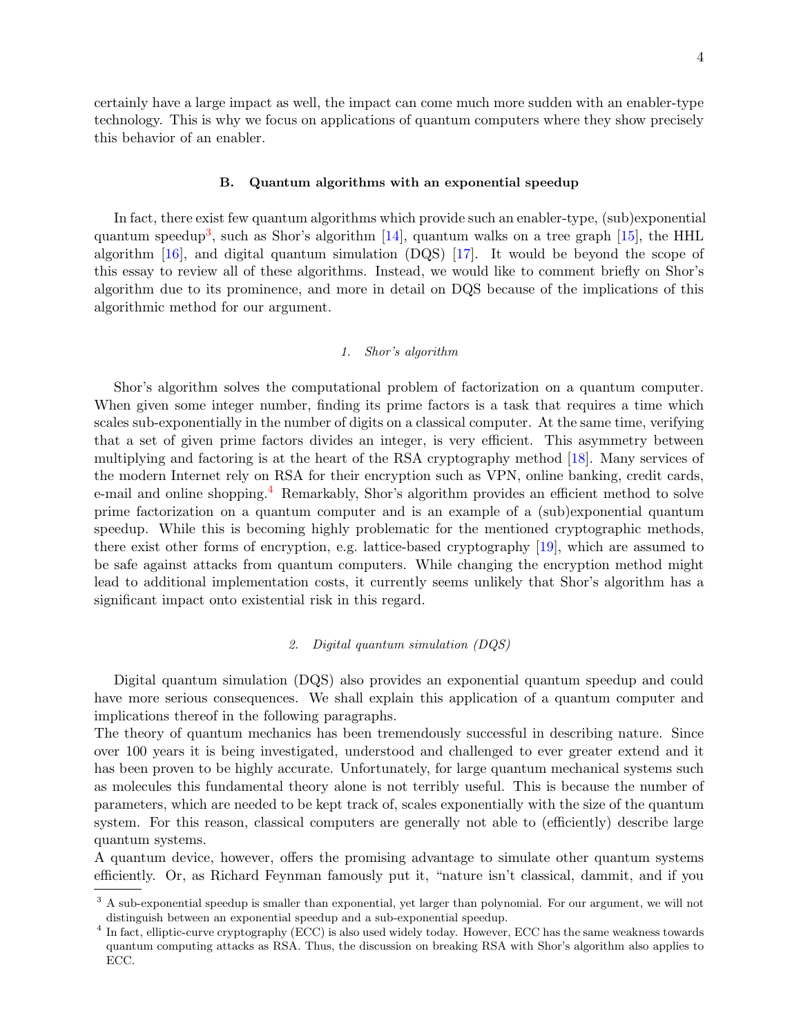certainly have a large impact as well, the impact can come much more sudden with an enabler-type technology. This is why we focus on applications of quantum computers where they show precisely this behavior of an enabler.

### B. Quantum algorithms with an exponential speedup

In fact, there exist few quantum algorithms which provide such an enabler-type, (sub)exponential quantum speedup[3], such as Shor's algorithm [14], quantum walks on a tree graph [15], the HHL algorithm [16], and digital quantum simulation (DQS) [17]. It would be beyond the scope of this essay to review all of these algorithms. Instead, we would like to comment briefly on Shor's algorithm due to its prominence, and more in detail on DQS because of the implications of this algorithmic method for our argument.

#### 1. *Shor's algorithm*

Shor's algorithm solves the computational problem of factorization on a quantum computer. When given some integer number, finding its prime factors is a task that requires a time which scales sub-exponentially in the number of digits on a classical computer. At the same time, verifying that a set of given prime factors divides an integer, is very efficient. This asymmetry between multiplying and factoring is at the heart of the RSA cryptography method [18]. Many services of the modern Internet rely on RSA for their encryption such as VPN, online banking, credit cards, e-mail and online shopping.[4] Remarkably, Shor's algorithm provides an efficient method to solve prime factorization on a quantum computer and is an example of a (sub)exponential quantum speedup. While this is becoming highly problematic for the mentioned cryptographic methods, there exist other forms of encryption, e.g. lattice-based cryptography [19], which are assumed to be safe against attacks from quantum computers. While changing the encryption method might lead to additional implementation costs, it currently seems unlikely that Shor's algorithm has a significant impact onto existential risk in this regard.

#### 2. *Digital quantum simulation (DQS)*

Digital quantum simulation (DQS) also provides an exponential quantum speedup and could have more serious consequences. We shall explain this application of a quantum computer and implications thereof in the following paragraphs.

The theory of quantum mechanics has been tremendously successful in describing nature. Since over 100 years it is being investigated, understood and challenged to ever greater extend and it has been proven to be highly accurate. Unfortunately, for large quantum mechanical systems such as molecules this fundamental theory alone is not terribly useful. This is because the number of parameters, which are needed to be kept track of, scales exponentially with the size of the quantum system. For this reason, classical computers are generally not able to (efficiently) describe large quantum systems.

A quantum device, however, offers the promising advantage to simulate other quantum systems efficiently. Or, as Richard Feynman famously put it, "nature isn't classical, dammit, and if you

[3] A sub-exponential speedup is smaller than exponential, yet larger than polynomial. For our argument, we will not distinguish between an exponential speedup and a sub-exponential speedup.

[4] In fact, elliptic-curve cryptography (ECC) is also used widely today. However, ECC has the same weakness towards quantum computing attacks as RSA. Thus, the discussion on breaking RSA with Shor's algorithm also applies to ECC.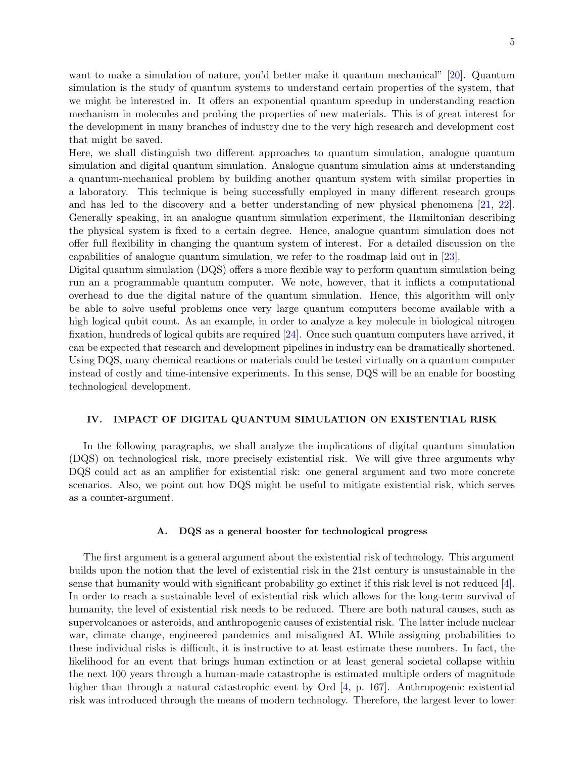want to make a simulation of nature, you'd better make it quantum mechanical" [20]. Quantum simulation is the study of quantum systems to understand certain properties of the system, that we might be interested in. It offers an exponential quantum speedup in understanding reaction mechanism in molecules and probing the properties of new materials. This is of great interest for the development in many branches of industry due to the very high research and development cost that might be saved.

Here, we shall distinguish two different approaches to quantum simulation, analogue quantum simulation and digital quantum simulation. Analogue quantum simulation aims at understanding a quantum-mechanical problem by building another quantum system with similar properties in a laboratory. This technique is being successfully employed in many different research groups and has led to the discovery and a better understanding of new physical phenomena [21, 22]. Generally speaking, in an analogue quantum simulation experiment, the Hamiltonian describing the physical system is fixed to a certain degree. Hence, analogue quantum simulation does not offer full flexibility in changing the quantum system of interest. For a detailed discussion on the capabilities of analogue quantum simulation, we refer to the roadmap laid out in [23].

Digital quantum simulation (DQS) offers a more flexible way to perform quantum simulation being run an a programmable quantum computer. We note, however, that it inflicts a computational overhead to due the digital nature of the quantum simulation. Hence, this algorithm will only be able to solve useful problems once very large quantum computers become available with a high logical qubit count. As an example, in order to analyze a key molecule in biological nitrogen fixation, hundreds of logical qubits are required [24]. Once such quantum computers have arrived, it can be expected that research and development pipelines in industry can be dramatically shortened. Using DQS, many chemical reactions or materials could be tested virtually on a quantum computer instead of costly and time-intensive experiments. In this sense, DQS will be an enable for boosting technological development.

## IV. IMPACT OF DIGITAL QUANTUM SIMULATION ON EXISTENTIAL RISK

In the following paragraphs, we shall analyze the implications of digital quantum simulation (DQS) on technological risk, more precisely existential risk. We will give three arguments why DQS could act as an amplifier for existential risk: one general argument and two more concrete scenarios. Also, we point out how DQS might be useful to mitigate existential risk, which serves as a counter-argument.

### A. DQS as a general booster for technological progress

The first argument is a general argument about the existential risk of technology. This argument builds upon the notion that the level of existential risk in the 21st century is unsustainable in the sense that humanity would with significant probability go extinct if this risk level is not reduced [4]. In order to reach a sustainable level of existential risk which allows for the long-term survival of humanity, the level of existential risk needs to be reduced. There are both natural causes, such as supervolcanoes or asteroids, and anthropogenic causes of existential risk. The latter include nuclear war, climate change, engineered pandemics and misaligned AI. While assigning probabilities to these individual risks is difficult, it is instructive to at least estimate these numbers. In fact, the likelihood for an event that brings human extinction or at least general societal collapse within the next 100 years through a human-made catastrophe is estimated multiple orders of magnitude higher than through a natural catastrophic event by Ord [4, p. 167]. Anthropogenic existential risk was introduced through the means of modern technology. Therefore, the largest lever to lower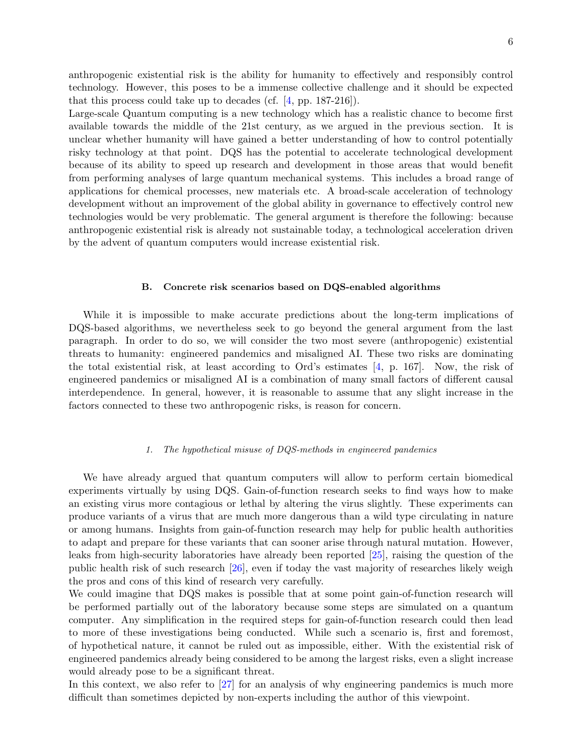anthropogenic existential risk is the ability for humanity to effectively and responsibly control technology. However, this poses to be a immense collective challenge and it should be expected that this process could take up to decades (cf. [4, pp. 187-216]).
Large-scale Quantum computing is a new technology which has a realistic chance to become first available towards the middle of the 21st century, as we argued in the previous section. It is unclear whether humanity will have gained a better understanding of how to control potentially risky technology at that point. DQS has the potential to accelerate technological development because of its ability to speed up research and development in those areas that would benefit from performing analyses of large quantum mechanical systems. This includes a broad range of applications for chemical processes, new materials etc. A broad-scale acceleration of technology development without an improvement of the global ability in governance to effectively control new technologies would be very problematic. The general argument is therefore the following: because anthropogenic existential risk is already not sustainable today, a technological acceleration driven by the advent of quantum computers would increase existential risk.

### B. Concrete risk scenarios based on DQS-enabled algorithms

While it is impossible to make accurate predictions about the long-term implications of DQS-based algorithms, we nevertheless seek to go beyond the general argument from the last paragraph. In order to do so, we will consider the two most severe (anthropogenic) existential threats to humanity: engineered pandemics and misaligned AI. These two risks are dominating the total existential risk, at least according to Ord's estimates [4, p. 167]. Now, the risk of engineered pandemics or misaligned AI is a combination of many small factors of different causal interdependence. In general, however, it is reasonable to assume that any slight increase in the factors connected to these two anthropogenic risks, is reason for concern.

#### 1. The hypothetical misuse of DQS-methods in engineered pandemics

We have already argued that quantum computers will allow to perform certain biomedical experiments virtually by using DQS. Gain-of-function research seeks to find ways how to make an existing virus more contagious or lethal by altering the virus slightly. These experiments can produce variants of a virus that are much more dangerous than a wild type circulating in nature or among humans. Insights from gain-of-function research may help for public health authorities to adapt and prepare for these variants that can sooner arise through natural mutation. However, leaks from high-security laboratories have already been reported [25], raising the question of the public health risk of such research [26], even if today the vast majority of researches likely weigh the pros and cons of this kind of research very carefully.
We could imagine that DQS makes is possible that at some point gain-of-function research will be performed partially out of the laboratory because some steps are simulated on a quantum computer. Any simplification in the required steps for gain-of-function research could then lead to more of these investigations being conducted. While such a scenario is, first and foremost, of hypothetical nature, it cannot be ruled out as impossible, either. With the existential risk of engineered pandemics already being considered to be among the largest risks, even a slight increase would already pose to be a significant threat.
In this context, we also refer to [27] for an analysis of why engineering pandemics is much more difficult than sometimes depicted by non-experts including the author of this viewpoint.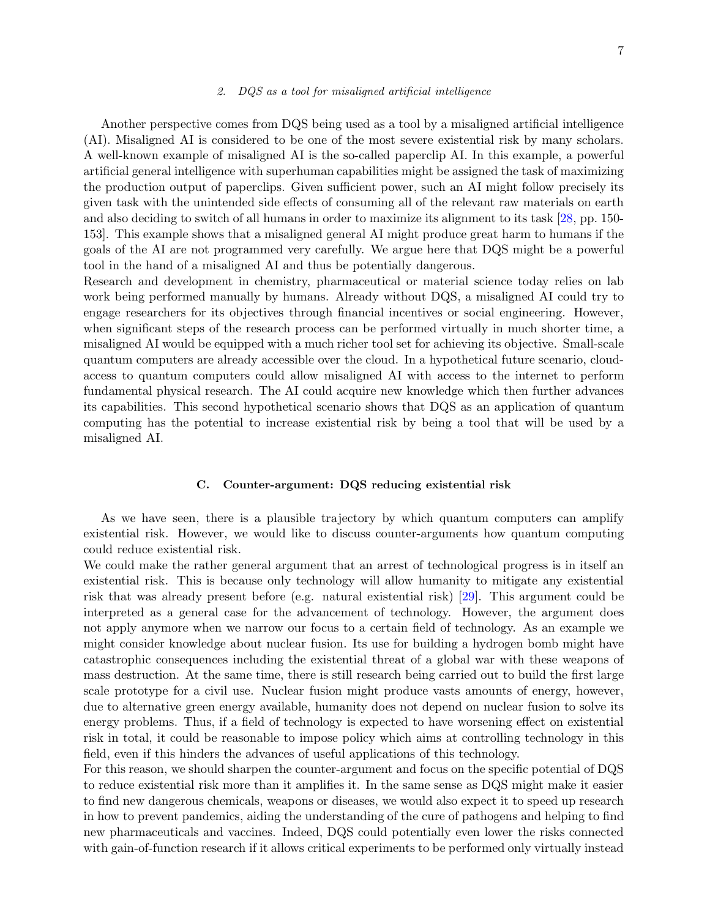### 2. DQS as a tool for misaligned artificial intelligence

Another perspective comes from DQS being used as a tool by a misaligned artificial intelligence (AI). Misaligned AI is considered to be one of the most severe existential risk by many scholars. A well-known example of misaligned AI is the so-called paperclip AI. In this example, a powerful artificial general intelligence with superhuman capabilities might be assigned the task of maximizing the production output of paperclips. Given sufficient power, such an AI might follow precisely its given task with the unintended side effects of consuming all of the relevant raw materials on earth and also deciding to switch of all humans in order to maximize its alignment to its task [28, pp. 150-153]. This example shows that a misaligned general AI might produce great harm to humans if the goals of the AI are not programmed very carefully. We argue here that DQS might be a powerful tool in the hand of a misaligned AI and thus be potentially dangerous.

Research and development in chemistry, pharmaceutical or material science today relies on lab work being performed manually by humans. Already without DQS, a misaligned AI could try to engage researchers for its objectives through financial incentives or social engineering. However, when significant steps of the research process can be performed virtually in much shorter time, a misaligned AI would be equipped with a much richer tool set for achieving its objective. Small-scale quantum computers are already accessible over the cloud. In a hypothetical future scenario, cloud-access to quantum computers could allow misaligned AI with access to the internet to perform fundamental physical research. The AI could acquire new knowledge which then further advances its capabilities. This second hypothetical scenario shows that DQS as an application of quantum computing has the potential to increase existential risk by being a tool that will be used by a misaligned AI.

## C. Counter-argument: DQS reducing existential risk

As we have seen, there is a plausible trajectory by which quantum computers can amplify existential risk. However, we would like to discuss counter-arguments how quantum computing could reduce existential risk.

We could make the rather general argument that an arrest of technological progress is in itself an existential risk. This is because only technology will allow humanity to mitigate any existential risk that was already present before (e.g. natural existential risk) [29]. This argument could be interpreted as a general case for the advancement of technology. However, the argument does not apply anymore when we narrow our focus to a certain field of technology. As an example we might consider knowledge about nuclear fusion. Its use for building a hydrogen bomb might have catastrophic consequences including the existential threat of a global war with these weapons of mass destruction. At the same time, there is still research being carried out to build the first large scale prototype for a civil use. Nuclear fusion might produce vasts amounts of energy, however, due to alternative green energy available, humanity does not depend on nuclear fusion to solve its energy problems. Thus, if a field of technology is expected to have worsening effect on existential risk in total, it could be reasonable to impose policy which aims at controlling technology in this field, even if this hinders the advances of useful applications of this technology.

For this reason, we should sharpen the counter-argument and focus on the specific potential of DQS to reduce existential risk more than it amplifies it. In the same sense as DQS might make it easier to find new dangerous chemicals, weapons or diseases, we would also expect it to speed up research in how to prevent pandemics, aiding the understanding of the cure of pathogens and helping to find new pharmaceuticals and vaccines. Indeed, DQS could potentially even lower the risks connected with gain-of-function research if it allows critical experiments to be performed only virtually instead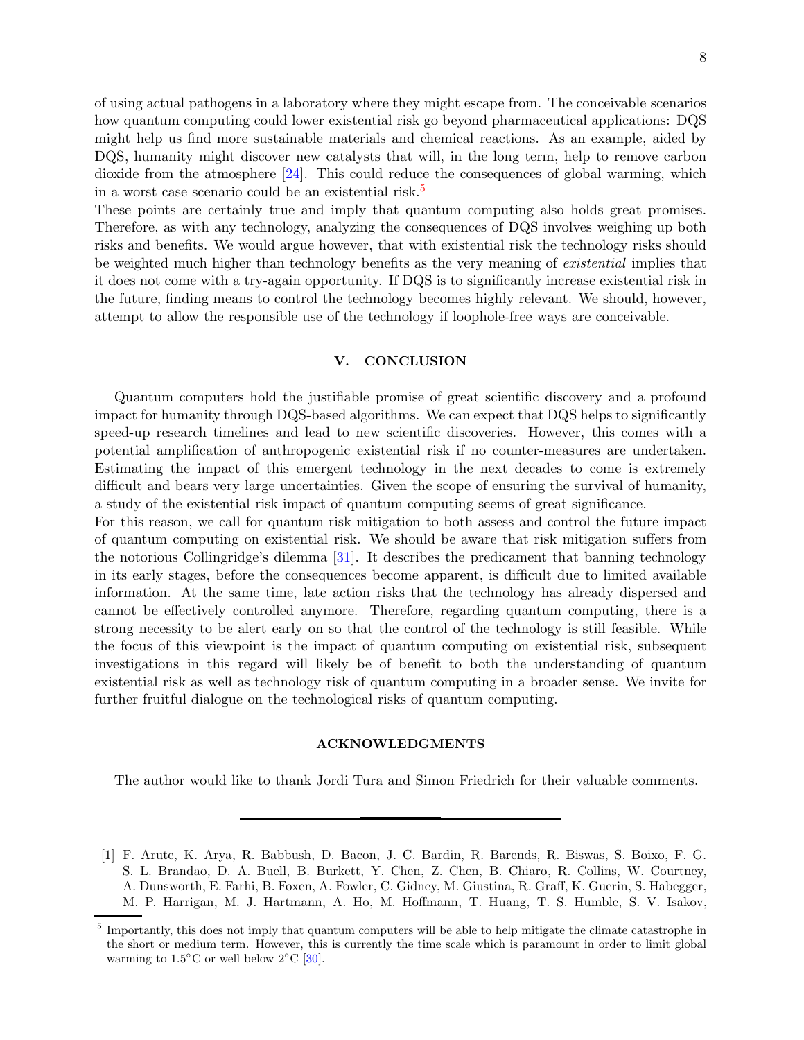of using actual pathogens in a laboratory where they might escape from. The conceivable scenarios how quantum computing could lower existential risk go beyond pharmaceutical applications: DQS might help us find more sustainable materials and chemical reactions. As an example, aided by DQS, humanity might discover new catalysts that will, in the long term, help to remove carbon dioxide from the atmosphere [24]. This could reduce the consequences of global warming, which in a worst case scenario could be an existential risk.[5]

These points are certainly true and imply that quantum computing also holds great promises. Therefore, as with any technology, analyzing the consequences of DQS involves weighing up both risks and benefits. We would argue however, that with existential risk the technology risks should be weighted much higher than technology benefits as the very meaning of *existential* implies that it does not come with a try-again opportunity. If DQS is to significantly increase existential risk in the future, finding means to control the technology becomes highly relevant. We should, however, attempt to allow the responsible use of the technology if loophole-free ways are conceivable.

## V. CONCLUSION

Quantum computers hold the justifiable promise of great scientific discovery and a profound impact for humanity through DQS-based algorithms. We can expect that DQS helps to significantly speed-up research timelines and lead to new scientific discoveries. However, this comes with a potential amplification of anthropogenic existential risk if no counter-measures are undertaken. Estimating the impact of this emergent technology in the next decades to come is extremely difficult and bears very large uncertainties. Given the scope of ensuring the survival of humanity, a study of the existential risk impact of quantum computing seems of great significance.

For this reason, we call for quantum risk mitigation to both assess and control the future impact of quantum computing on existential risk. We should be aware that risk mitigation suffers from the notorious Collingridge's dilemma [31]. It describes the predicament that banning technology in its early stages, before the consequences become apparent, is difficult due to limited available information. At the same time, late action risks that the technology has already dispersed and cannot be effectively controlled anymore. Therefore, regarding quantum computing, there is a strong necessity to be alert early on so that the control of the technology is still feasible. While the focus of this viewpoint is the impact of quantum computing on existential risk, subsequent investigations in this regard will likely be of benefit to both the understanding of quantum existential risk as well as technology risk of quantum computing in a broader sense. We invite for further fruitful dialogue on the technological risks of quantum computing.

## ACKNOWLEDGMENTS

The author would like to thank Jordi Tura and Simon Friedrich for their valuable comments.

---

[1] F. Arute, K. Arya, R. Babbush, D. Bacon, J. C. Bardin, R. Barends, R. Biswas, S. Boixo, F. G. S. L. Brandao, D. A. Buell, B. Burkett, Y. Chen, Z. Chen, B. Chiaro, R. Collins, W. Courtney, A. Dunsworth, E. Farhi, B. Foxen, A. Fowler, C. Gidney, M. Giustina, R. Graff, K. Guerin, S. Habegger, M. P. Harrigan, M. J. Hartmann, A. Ho, M. Hoffmann, T. Huang, T. S. Humble, S. V. Isakov,

[5] Importantly, this does not imply that quantum computers will be able to help mitigate the climate catastrophe in the short or medium term. However, this is currently the time scale which is paramount in order to limit global warming to $1.5^{\circ}$C or well below $2^{\circ}$C [30].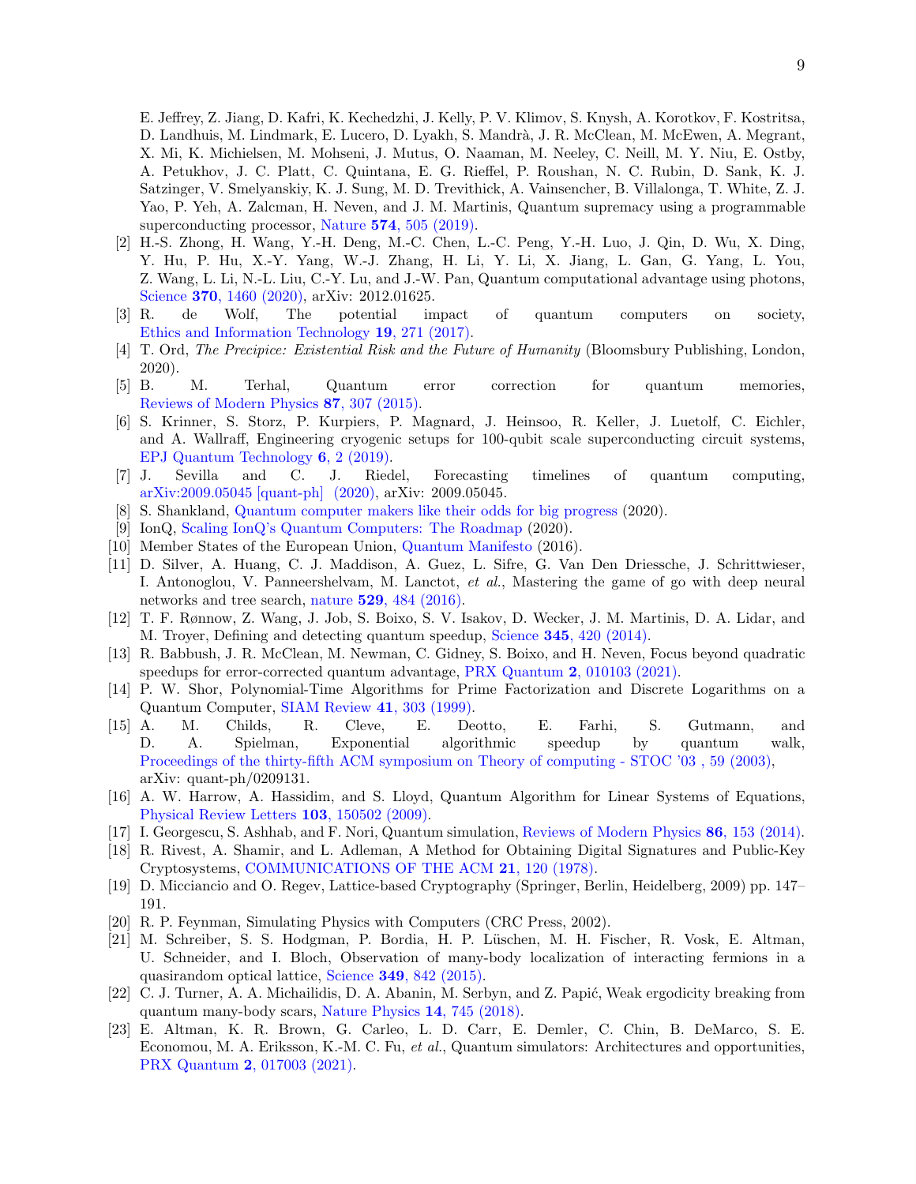E. Jeffrey, Z. Jiang, D. Kafri, K. Kechedzhi, J. Kelly, P. V. Klimov, S. Knysh, A. Korotkov, F. Kostritsa, D. Landhuis, M. Lindmark, E. Lucero, D. Lyakh, S. Mandrà, J. R. McClean, M. McEwen, A. Megrant, X. Mi, K. Michielsen, M. Mohseni, J. Mutus, O. Naaman, M. Neeley, C. Neill, M. Y. Niu, E. Ostby, A. Petukhov, J. C. Platt, C. Quintana, E. G. Rieffel, P. Roushan, N. C. Rubin, D. Sank, K. J. Satzinger, V. Smelyanskiy, K. J. Sung, M. D. Trevithick, A. Vainsencher, B. Villalonga, T. White, Z. J. Yao, P. Yeh, A. Zalcman, H. Neven, and J. M. Martinis, Quantum supremacy using a programmable superconducting processor, Nature **574**, 505 (2019).

[2] H.-S. Zhong, H. Wang, Y.-H. Deng, M.-C. Chen, L.-C. Peng, Y.-H. Luo, J. Qin, D. Wu, X. Ding, Y. Hu, P. Hu, X.-Y. Yang, W.-J. Zhang, H. Li, Y. Li, X. Jiang, L. Gan, G. Yang, L. You, Z. Wang, L. Li, N.-L. Liu, C.-Y. Lu, and J.-W. Pan, Quantum computational advantage using photons, Science **370**, 1460 (2020), arXiv: 2012.01625.

[3] R. de Wolf, The potential impact of quantum computers on society, Ethics and Information Technology **19**, 271 (2017).

[4] T. Ord, *The Precipice: Existential Risk and the Future of Humanity* (Bloomsbury Publishing, London, 2020).

[5] B. M. Terhal, Quantum error correction for quantum memories, Reviews of Modern Physics **87**, 307 (2015).

[6] S. Krinner, S. Storz, P. Kurpiers, P. Magnard, J. Heinsoo, R. Keller, J. Luetolf, C. Eichler, and A. Wallraff, Engineering cryogenic setups for 100-qubit scale superconducting circuit systems, EPJ Quantum Technology **6**, 2 (2019).

[7] J. Sevilla and C. J. Riedel, Forecasting timelines of quantum computing, arXiv:2009.05045 [quant-ph] (2020), arXiv: 2009.05045.

[8] S. Shankland, Quantum computer makers like their odds for big progress (2020).

[9] IonQ, Scaling IonQ's Quantum Computers: The Roadmap (2020).

[10] Member States of the European Union, Quantum Manifesto (2016).

[11] D. Silver, A. Huang, C. J. Maddison, A. Guez, L. Sifre, G. Van Den Driessche, J. Schrittwieser, I. Antonoglou, V. Panneershelvam, M. Lanctot, *et al.*, Mastering the game of go with deep neural networks and tree search, nature **529**, 484 (2016).

[12] T. F. Rønnow, Z. Wang, J. Job, S. Boixo, S. V. Isakov, D. Wecker, J. M. Martinis, D. A. Lidar, and M. Troyer, Defining and detecting quantum speedup, Science **345**, 420 (2014).

[13] R. Babbush, J. R. McClean, M. Newman, C. Gidney, S. Boixo, and H. Neven, Focus beyond quadratic speedups for error-corrected quantum advantage, PRX Quantum **2**, 010103 (2021).

[14] P. W. Shor, Polynomial-Time Algorithms for Prime Factorization and Discrete Logarithms on a Quantum Computer, SIAM Review **41**, 303 (1999).

[15] A. M. Childs, R. Cleve, E. Deotto, E. Farhi, S. Gutmann, and D. A. Spielman, Exponential algorithmic speedup by quantum walk, Proceedings of the thirty-fifth ACM symposium on Theory of computing - STOC '03 , 59 (2003), arXiv: quant-ph/0209131.

[16] A. W. Harrow, A. Hassidim, and S. Lloyd, Quantum Algorithm for Linear Systems of Equations, Physical Review Letters **103**, 150502 (2009).

[17] I. Georgescu, S. Ashhab, and F. Nori, Quantum simulation, Reviews of Modern Physics **86**, 153 (2014).

[18] R. Rivest, A. Shamir, and L. Adleman, A Method for Obtaining Digital Signatures and Public-Key Cryptosystems, COMMUNICATIONS OF THE ACM **21**, 120 (1978).

[19] D. Micciancio and O. Regev, Lattice-based Cryptography (Springer, Berlin, Heidelberg, 2009) pp. 147–191.

[20] R. P. Feynman, Simulating Physics with Computers (CRC Press, 2002).

[21] M. Schreiber, S. S. Hodgman, P. Bordia, H. P. Lüschen, M. H. Fischer, R. Vosk, E. Altman, U. Schneider, and I. Bloch, Observation of many-body localization of interacting fermions in a quasirandom optical lattice, Science **349**, 842 (2015).

[22] C. J. Turner, A. A. Michailidis, D. A. Abanin, M. Serbyn, and Z. Papić, Weak ergodicity breaking from quantum many-body scars, Nature Physics **14**, 745 (2018).

[23] E. Altman, K. R. Brown, G. Carleo, L. D. Carr, E. Demler, C. Chin, B. DeMarco, S. E. Economou, M. A. Eriksson, K.-M. C. Fu, *et al.*, Quantum simulators: Architectures and opportunities, PRX Quantum **2**, 017003 (2021).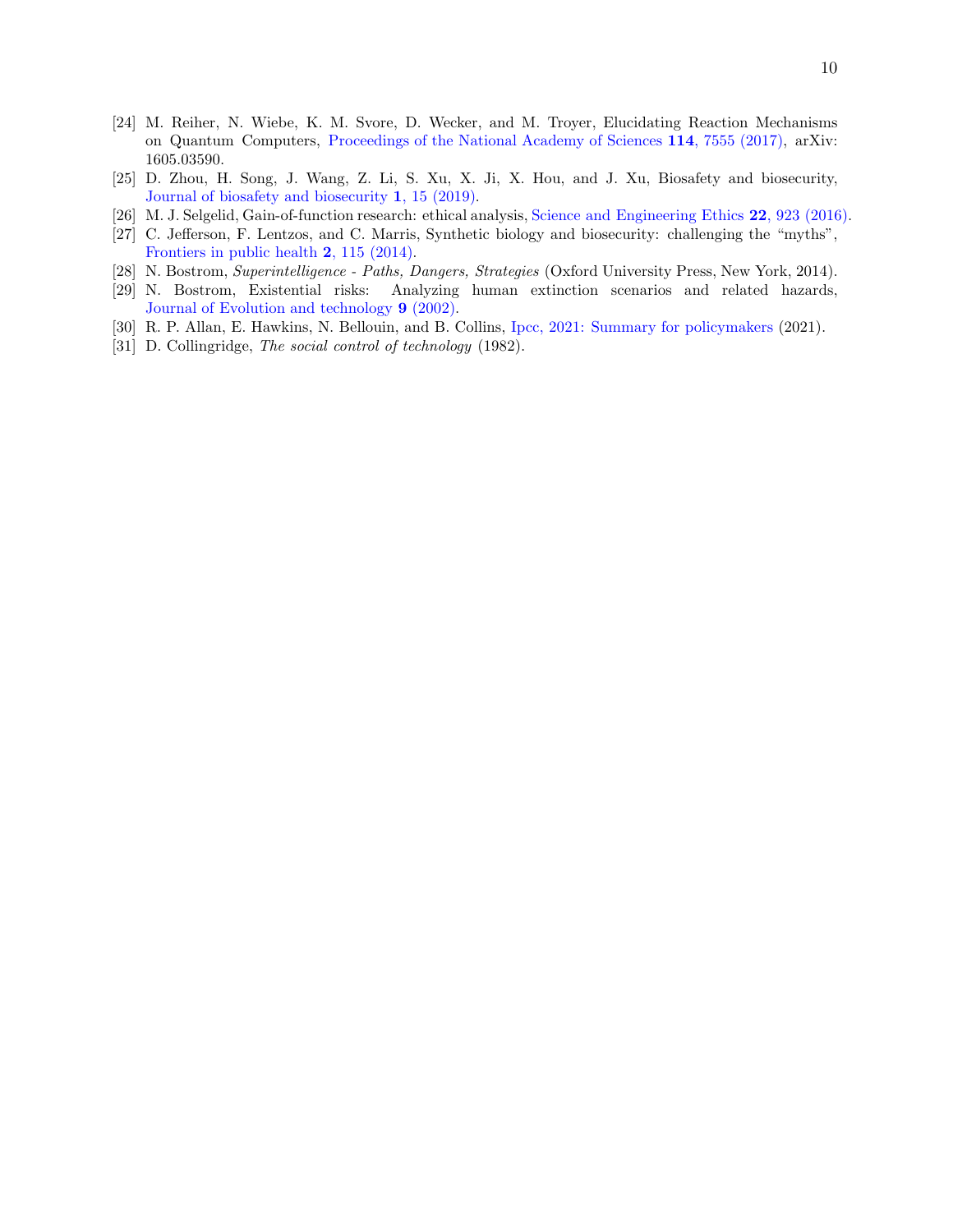[24] M. Reiher, N. Wiebe, K. M. Svore, D. Wecker, and M. Troyer, Elucidating Reaction Mechanisms on Quantum Computers, Proceedings of the National Academy of Sciences **114**, 7555 (2017), arXiv: 1605.03590.

[25] D. Zhou, H. Song, J. Wang, Z. Li, S. Xu, X. Ji, X. Hou, and J. Xu, Biosafety and biosecurity, Journal of biosafety and biosecurity **1**, 15 (2019).

[26] M. J. Selgelid, Gain-of-function research: ethical analysis, Science and Engineering Ethics **22**, 923 (2016).

[27] C. Jefferson, F. Lentzos, and C. Marris, Synthetic biology and biosecurity: challenging the "myths", Frontiers in public health **2**, 115 (2014).

[28] N. Bostrom, *Superintelligence - Paths, Dangers, Strategies* (Oxford University Press, New York, 2014).

[29] N. Bostrom, Existential risks: Analyzing human extinction scenarios and related hazards, Journal of Evolution and technology **9** (2002).

[30] R. P. Allan, E. Hawkins, N. Bellouin, and B. Collins, Ipcc, 2021: Summary for policymakers (2021).

[31] D. Collingridge, *The social control of technology* (1982).